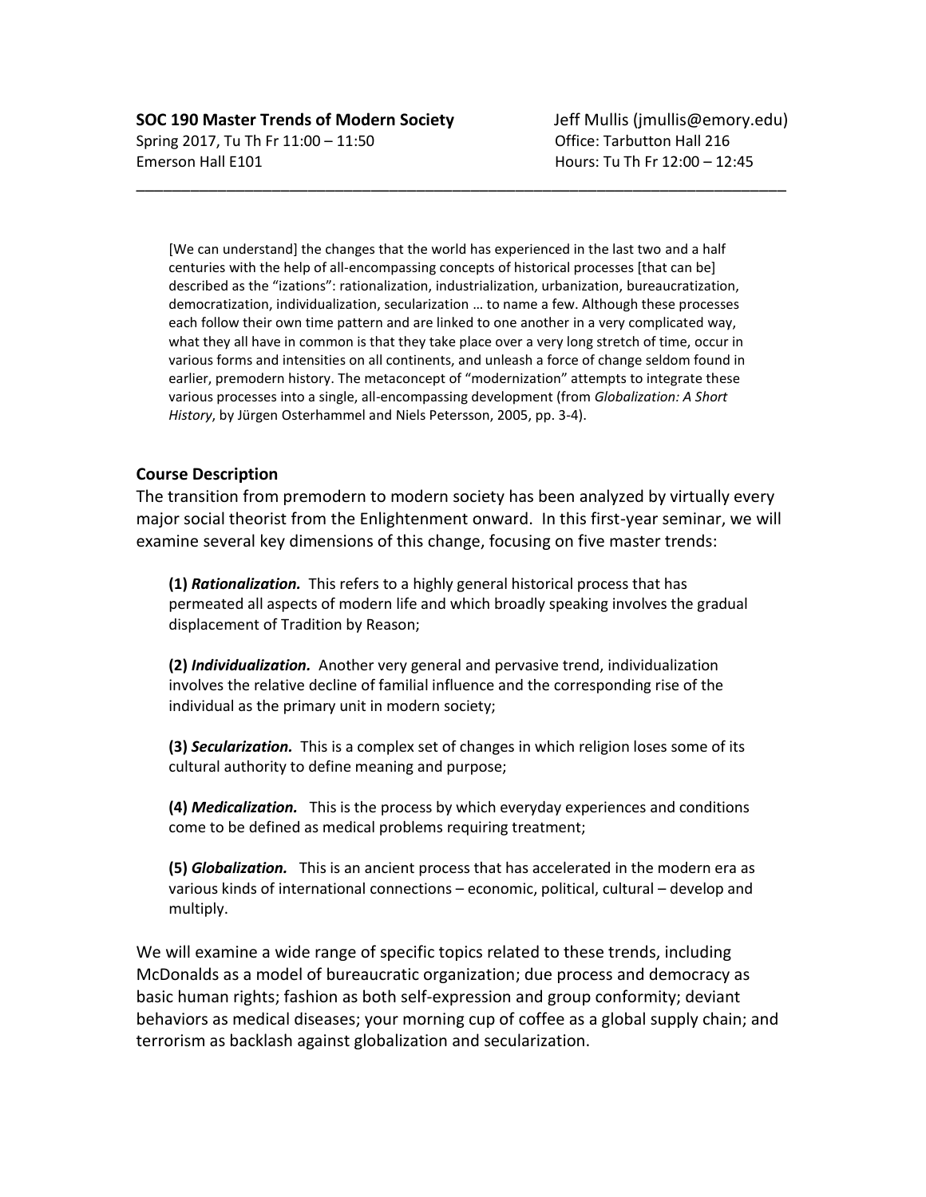**SOC 190 Master Trends of Modern Society**
Spring 2017, Tu Th Fr 11:00 – 11:50
Emerson Hall E101

Jeff Mullis (jmullis@emory.edu)
Office: Tarbutton Hall 216
Hours: Tu Th Fr 12:00 – 12:45

---

> [We can understand] the changes that the world has experienced in the last two and a half centuries with the help of all-encompassing concepts of historical processes [that can be] described as the "izations": rationalization, industrialization, urbanization, bureaucratization, democratization, individualization, secularization … to name a few. Although these processes each follow their own time pattern and are linked to one another in a very complicated way, what they all have in common is that they take place over a very long stretch of time, occur in various forms and intensities on all continents, and unleash a force of change seldom found in earlier, premodern history. The metaconcept of "modernization" attempts to integrate these various processes into a single, all-encompassing development (from *Globalization: A Short History*, by Jürgen Osterhammel and Niels Petersson, 2005, pp. 3-4).

### Course Description

The transition from premodern to modern society has been analyzed by virtually every major social theorist from the Enlightenment onward. In this first-year seminar, we will examine several key dimensions of this change, focusing on five master trends:

**(1)** ***Rationalization.*** This refers to a highly general historical process that has permeated all aspects of modern life and which broadly speaking involves the gradual displacement of Tradition by Reason;

**(2)** ***Individualization.*** Another very general and pervasive trend, individualization involves the relative decline of familial influence and the corresponding rise of the individual as the primary unit in modern society;

**(3)** ***Secularization.*** This is a complex set of changes in which religion loses some of its cultural authority to define meaning and purpose;

**(4)** ***Medicalization.*** This is the process by which everyday experiences and conditions come to be defined as medical problems requiring treatment;

**(5)** ***Globalization.*** This is an ancient process that has accelerated in the modern era as various kinds of international connections – economic, political, cultural – develop and multiply.

We will examine a wide range of specific topics related to these trends, including McDonalds as a model of bureaucratic organization; due process and democracy as basic human rights; fashion as both self-expression and group conformity; deviant behaviors as medical diseases; your morning cup of coffee as a global supply chain; and terrorism as backlash against globalization and secularization.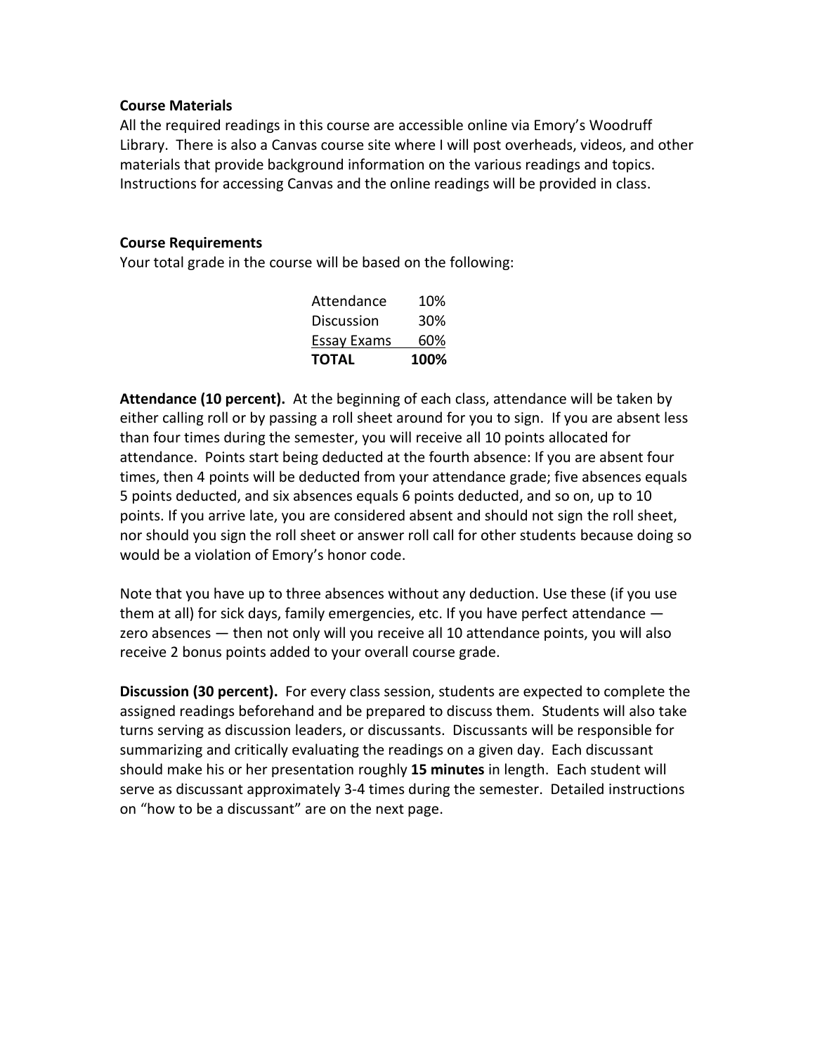**Course Materials**

All the required readings in this course are accessible online via Emory's Woodruff Library. There is also a Canvas course site where I will post overheads, videos, and other materials that provide background information on the various readings and topics. Instructions for accessing Canvas and the online readings will be provided in class.

**Course Requirements**

Your total grade in the course will be based on the following:

| | |
|---|---|
| Attendance | 10% |
| Discussion | 30% |
| Essay Exams | 60% |
| **TOTAL** | **100%** |

**Attendance (10 percent).** At the beginning of each class, attendance will be taken by either calling roll or by passing a roll sheet around for you to sign. If you are absent less than four times during the semester, you will receive all 10 points allocated for attendance. Points start being deducted at the fourth absence: If you are absent four times, then 4 points will be deducted from your attendance grade; five absences equals 5 points deducted, and six absences equals 6 points deducted, and so on, up to 10 points. If you arrive late, you are considered absent and should not sign the roll sheet, nor should you sign the roll sheet or answer roll call for other students because doing so would be a violation of Emory's honor code.

Note that you have up to three absences without any deduction. Use these (if you use them at all) for sick days, family emergencies, etc. If you have perfect attendance — zero absences — then not only will you receive all 10 attendance points, you will also receive 2 bonus points added to your overall course grade.

**Discussion (30 percent).** For every class session, students are expected to complete the assigned readings beforehand and be prepared to discuss them. Students will also take turns serving as discussion leaders, or discussants. Discussants will be responsible for summarizing and critically evaluating the readings on a given day. Each discussant should make his or her presentation roughly **15 minutes** in length. Each student will serve as discussant approximately 3-4 times during the semester. Detailed instructions on "how to be a discussant" are on the next page.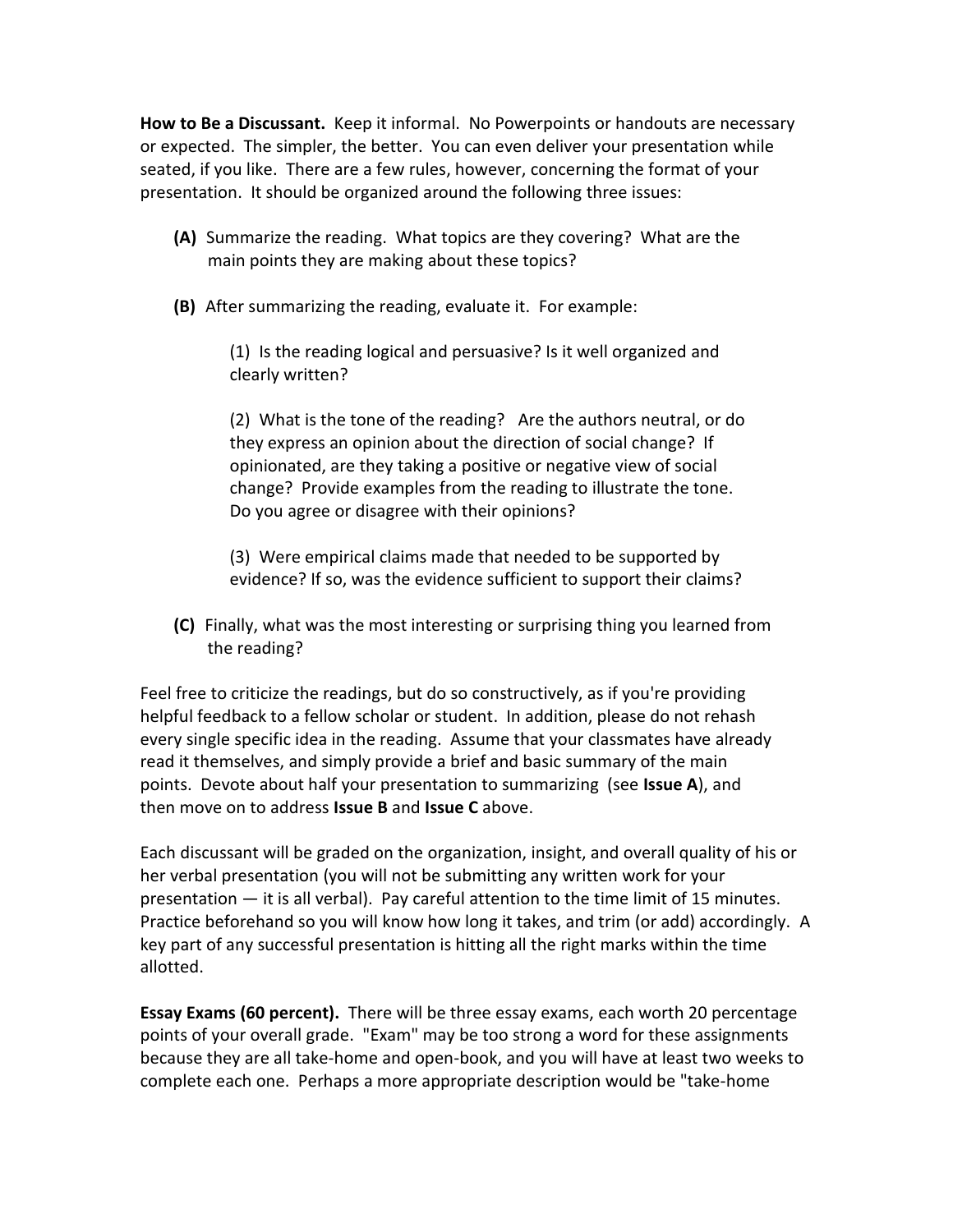**How to Be a Discussant.** Keep it informal. No Powerpoints or handouts are necessary or expected. The simpler, the better. You can even deliver your presentation while seated, if you like. There are a few rules, however, concerning the format of your presentation. It should be organized around the following three issues:

- **(A)** Summarize the reading. What topics are they covering? What are the main points they are making about these topics?

- **(B)** After summarizing the reading, evaluate it. For example:

    (1) Is the reading logical and persuasive? Is it well organized and clearly written?

    (2) What is the tone of the reading? Are the authors neutral, or do they express an opinion about the direction of social change? If opinionated, are they taking a positive or negative view of social change? Provide examples from the reading to illustrate the tone. Do you agree or disagree with their opinions?

    (3) Were empirical claims made that needed to be supported by evidence? If so, was the evidence sufficient to support their claims?

- **(C)** Finally, what was the most interesting or surprising thing you learned from the reading?

Feel free to criticize the readings, but do so constructively, as if you're providing helpful feedback to a fellow scholar or student. In addition, please do not rehash every single specific idea in the reading. Assume that your classmates have already read it themselves, and simply provide a brief and basic summary of the main points. Devote about half your presentation to summarizing (see **Issue A**), and then move on to address **Issue B** and **Issue C** above.

Each discussant will be graded on the organization, insight, and overall quality of his or her verbal presentation (you will not be submitting any written work for your presentation — it is all verbal). Pay careful attention to the time limit of 15 minutes. Practice beforehand so you will know how long it takes, and trim (or add) accordingly. A key part of any successful presentation is hitting all the right marks within the time allotted.

**Essay Exams (60 percent).** There will be three essay exams, each worth 20 percentage points of your overall grade. "Exam" may be too strong a word for these assignments because they are all take-home and open-book, and you will have at least two weeks to complete each one. Perhaps a more appropriate description would be "take-home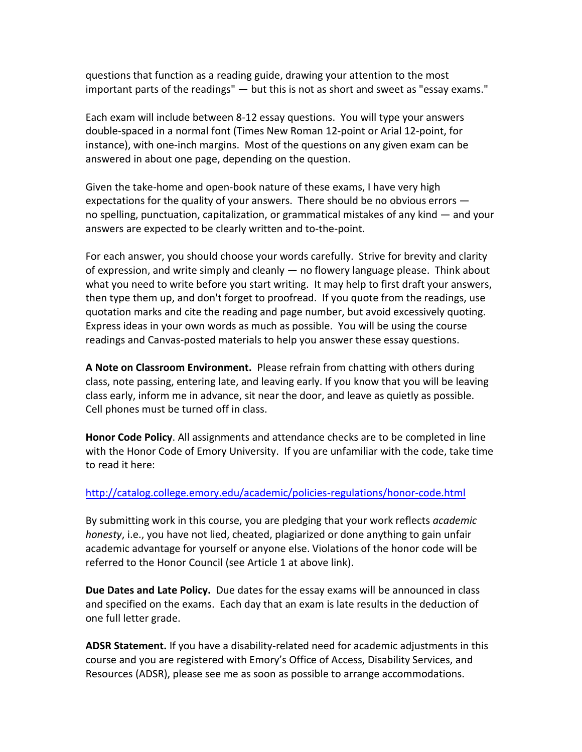questions that function as a reading guide, drawing your attention to the most important parts of the readings" — but this is not as short and sweet as "essay exams."

Each exam will include between 8-12 essay questions. You will type your answers double-spaced in a normal font (Times New Roman 12-point or Arial 12-point, for instance), with one-inch margins. Most of the questions on any given exam can be answered in about one page, depending on the question.

Given the take-home and open-book nature of these exams, I have very high expectations for the quality of your answers. There should be no obvious errors — no spelling, punctuation, capitalization, or grammatical mistakes of any kind — and your answers are expected to be clearly written and to-the-point.

For each answer, you should choose your words carefully. Strive for brevity and clarity of expression, and write simply and cleanly — no flowery language please. Think about what you need to write before you start writing. It may help to first draft your answers, then type them up, and don't forget to proofread. If you quote from the readings, use quotation marks and cite the reading and page number, but avoid excessively quoting. Express ideas in your own words as much as possible. You will be using the course readings and Canvas-posted materials to help you answer these essay questions.

**A Note on Classroom Environment.** Please refrain from chatting with others during class, note passing, entering late, and leaving early. If you know that you will be leaving class early, inform me in advance, sit near the door, and leave as quietly as possible. Cell phones must be turned off in class.

**Honor Code Policy**. All assignments and attendance checks are to be completed in line with the Honor Code of Emory University. If you are unfamiliar with the code, take time to read it here:

http://catalog.college.emory.edu/academic/policies-regulations/honor-code.html

By submitting work in this course, you are pledging that your work reflects *academic honesty*, i.e., you have not lied, cheated, plagiarized or done anything to gain unfair academic advantage for yourself or anyone else. Violations of the honor code will be referred to the Honor Council (see Article 1 at above link).

**Due Dates and Late Policy.** Due dates for the essay exams will be announced in class and specified on the exams. Each day that an exam is late results in the deduction of one full letter grade.

**ADSR Statement.** If you have a disability-related need for academic adjustments in this course and you are registered with Emory's Office of Access, Disability Services, and Resources (ADSR), please see me as soon as possible to arrange accommodations.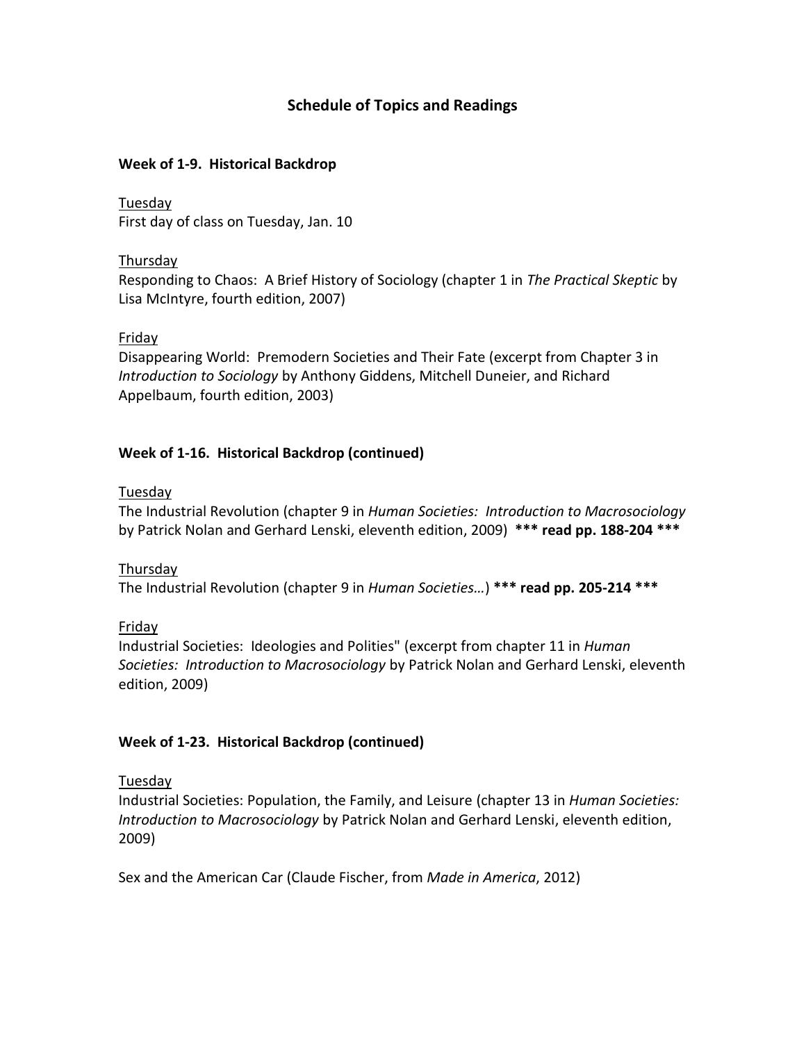## Schedule of Topics and Readings

### Week of 1-9. Historical Backdrop

Tuesday
First day of class on Tuesday, Jan. 10

Thursday
Responding to Chaos: A Brief History of Sociology (chapter 1 in *The Practical Skeptic* by Lisa McIntyre, fourth edition, 2007)

Friday
Disappearing World: Premodern Societies and Their Fate (excerpt from Chapter 3 in *Introduction to Sociology* by Anthony Giddens, Mitchell Duneier, and Richard Appelbaum, fourth edition, 2003)

### Week of 1-16. Historical Backdrop (continued)

Tuesday
The Industrial Revolution (chapter 9 in *Human Societies: Introduction to Macrosociology* by Patrick Nolan and Gerhard Lenski, eleventh edition, 2009) **\*\*\* read pp. 188-204 \*\*\***

Thursday
The Industrial Revolution (chapter 9 in *Human Societies…*) **\*\*\* read pp. 205-214 \*\*\***

Friday
Industrial Societies: Ideologies and Polities" (excerpt from chapter 11 in *Human Societies: Introduction to Macrosociology* by Patrick Nolan and Gerhard Lenski, eleventh edition, 2009)

### Week of 1-23. Historical Backdrop (continued)

Tuesday
Industrial Societies: Population, the Family, and Leisure (chapter 13 in *Human Societies: Introduction to Macrosociology* by Patrick Nolan and Gerhard Lenski, eleventh edition, 2009)

Sex and the American Car (Claude Fischer, from *Made in America*, 2012)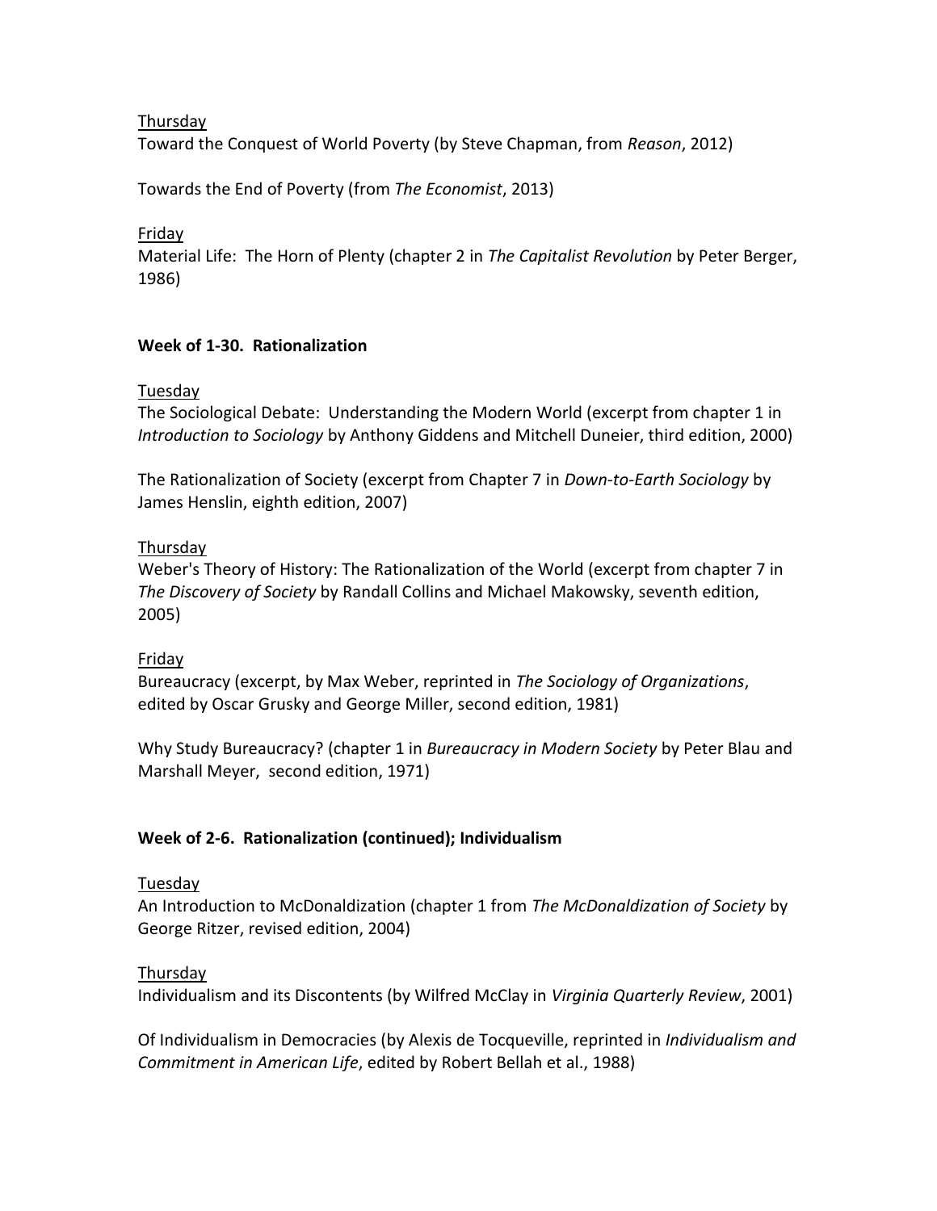Thursday

Toward the Conquest of World Poverty (by Steve Chapman, from *Reason*, 2012)

Towards the End of Poverty (from *The Economist*, 2013)

Friday

Material Life: The Horn of Plenty (chapter 2 in *The Capitalist Revolution* by Peter Berger, 1986)

**Week of 1-30. Rationalization**

Tuesday

The Sociological Debate: Understanding the Modern World (excerpt from chapter 1 in *Introduction to Sociology* by Anthony Giddens and Mitchell Duneier, third edition, 2000)

The Rationalization of Society (excerpt from Chapter 7 in *Down-to-Earth Sociology* by James Henslin, eighth edition, 2007)

Thursday

Weber's Theory of History: The Rationalization of the World (excerpt from chapter 7 in *The Discovery of Society* by Randall Collins and Michael Makowsky, seventh edition, 2005)

Friday

Bureaucracy (excerpt, by Max Weber, reprinted in *The Sociology of Organizations*, edited by Oscar Grusky and George Miller, second edition, 1981)

Why Study Bureaucracy? (chapter 1 in *Bureaucracy in Modern Society* by Peter Blau and Marshall Meyer, second edition, 1971)

**Week of 2-6. Rationalization (continued); Individualism**

Tuesday

An Introduction to McDonaldization (chapter 1 from *The McDonaldization of Society* by George Ritzer, revised edition, 2004)

Thursday

Individualism and its Discontents (by Wilfred McClay in *Virginia Quarterly Review*, 2001)

Of Individualism in Democracies (by Alexis de Tocqueville, reprinted in *Individualism and Commitment in American Life*, edited by Robert Bellah et al., 1988)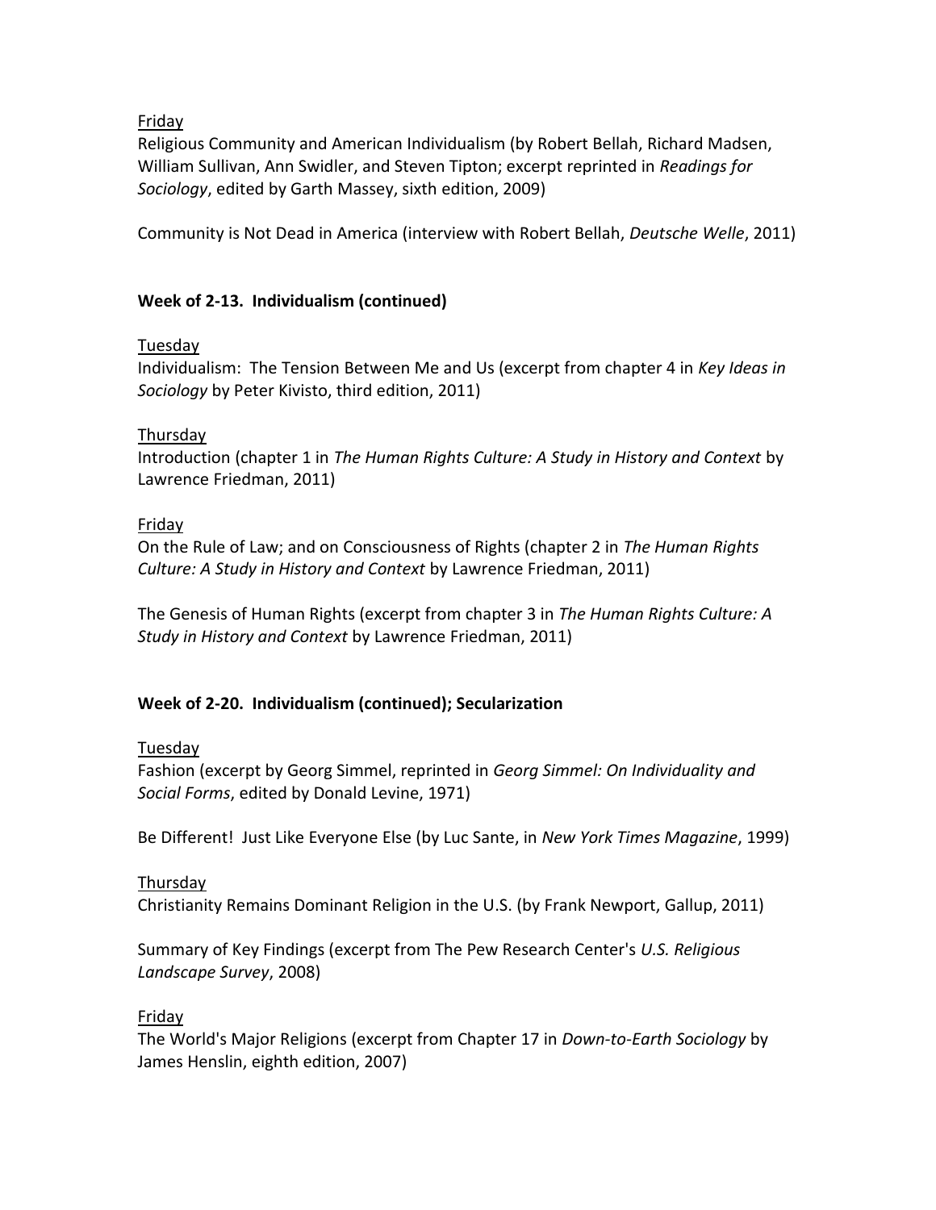Friday

Religious Community and American Individualism (by Robert Bellah, Richard Madsen, William Sullivan, Ann Swidler, and Steven Tipton; excerpt reprinted in *Readings for Sociology*, edited by Garth Massey, sixth edition, 2009)

Community is Not Dead in America (interview with Robert Bellah, *Deutsche Welle*, 2011)

**Week of 2-13. Individualism (continued)**

Tuesday

Individualism: The Tension Between Me and Us (excerpt from chapter 4 in *Key Ideas in Sociology* by Peter Kivisto, third edition, 2011)

Thursday

Introduction (chapter 1 in *The Human Rights Culture: A Study in History and Context* by Lawrence Friedman, 2011)

Friday

On the Rule of Law; and on Consciousness of Rights (chapter 2 in *The Human Rights Culture: A Study in History and Context* by Lawrence Friedman, 2011)

The Genesis of Human Rights (excerpt from chapter 3 in *The Human Rights Culture: A Study in History and Context* by Lawrence Friedman, 2011)

**Week of 2-20. Individualism (continued); Secularization**

Tuesday

Fashion (excerpt by Georg Simmel, reprinted in *Georg Simmel: On Individuality and Social Forms*, edited by Donald Levine, 1971)

Be Different! Just Like Everyone Else (by Luc Sante, in *New York Times Magazine*, 1999)

Thursday

Christianity Remains Dominant Religion in the U.S. (by Frank Newport, Gallup, 2011)

Summary of Key Findings (excerpt from The Pew Research Center's *U.S. Religious Landscape Survey*, 2008)

Friday

The World's Major Religions (excerpt from Chapter 17 in *Down-to-Earth Sociology* by James Henslin, eighth edition, 2007)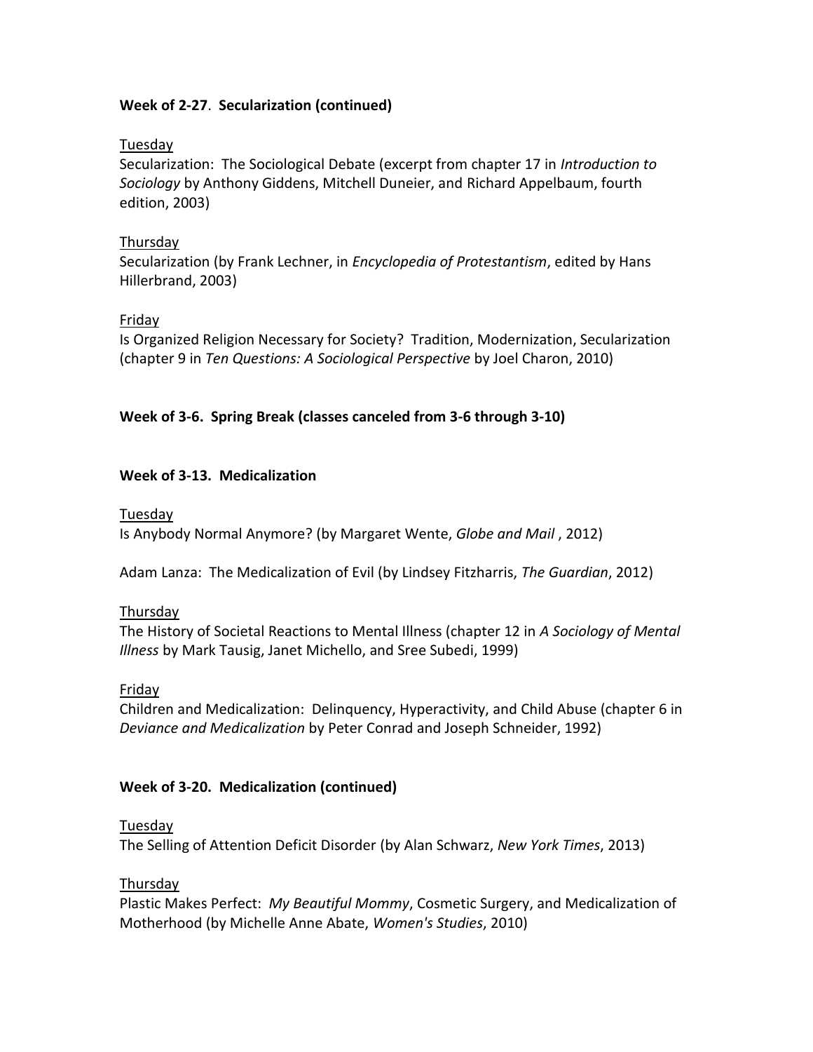**Week of 2-27**. **Secularization (continued)**

Tuesday

Secularization: The Sociological Debate (excerpt from chapter 17 in *Introduction to Sociology* by Anthony Giddens, Mitchell Duneier, and Richard Appelbaum, fourth edition, 2003)

Thursday

Secularization (by Frank Lechner, in *Encyclopedia of Protestantism*, edited by Hans Hillerbrand, 2003)

Friday

Is Organized Religion Necessary for Society? Tradition, Modernization, Secularization (chapter 9 in *Ten Questions: A Sociological Perspective* by Joel Charon, 2010)

**Week of 3-6. Spring Break (classes canceled from 3-6 through 3-10)**

**Week of 3-13. Medicalization**

Tuesday

Is Anybody Normal Anymore? (by Margaret Wente, *Globe and Mail* , 2012)

Adam Lanza: The Medicalization of Evil (by Lindsey Fitzharris, *The Guardian*, 2012)

Thursday

The History of Societal Reactions to Mental Illness (chapter 12 in *A Sociology of Mental Illness* by Mark Tausig, Janet Michello, and Sree Subedi, 1999)

Friday

Children and Medicalization: Delinquency, Hyperactivity, and Child Abuse (chapter 6 in *Deviance and Medicalization* by Peter Conrad and Joseph Schneider, 1992)

**Week of 3-20. Medicalization (continued)**

Tuesday

The Selling of Attention Deficit Disorder (by Alan Schwarz, *New York Times*, 2013)

Thursday

Plastic Makes Perfect: *My Beautiful Mommy*, Cosmetic Surgery, and Medicalization of Motherhood (by Michelle Anne Abate, *Women's Studies*, 2010)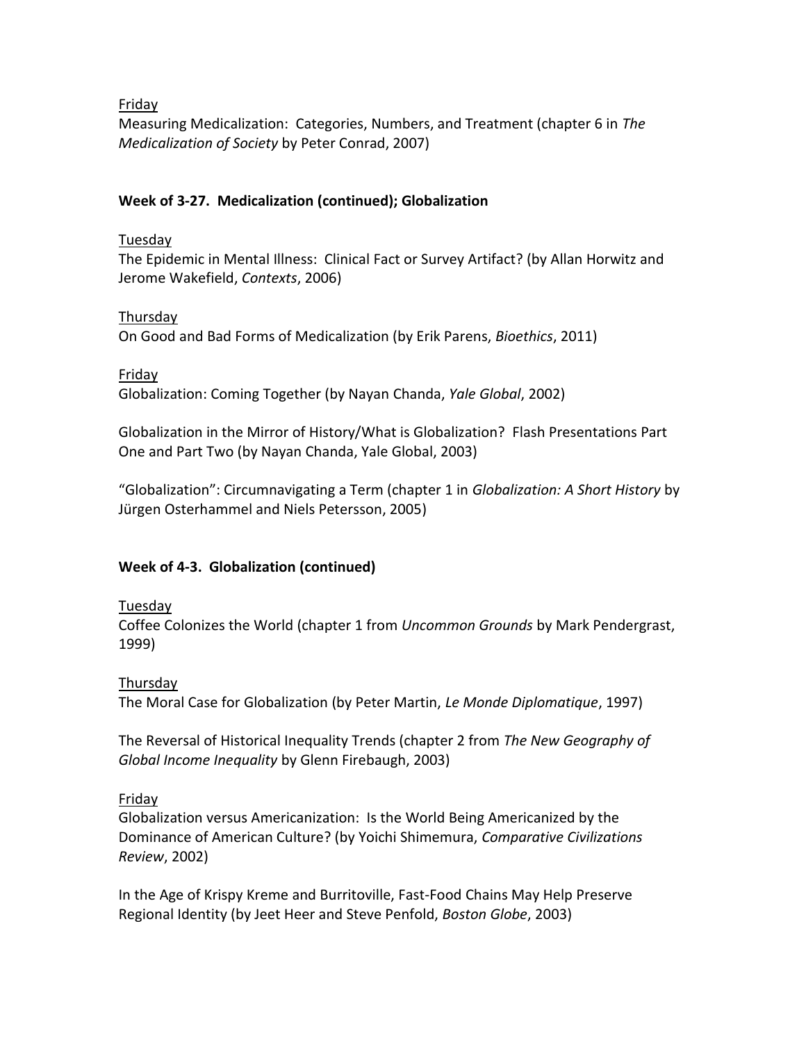Friday

Measuring Medicalization: Categories, Numbers, and Treatment (chapter 6 in *The Medicalization of Society* by Peter Conrad, 2007)

**Week of 3-27. Medicalization (continued); Globalization**

Tuesday

The Epidemic in Mental Illness: Clinical Fact or Survey Artifact? (by Allan Horwitz and Jerome Wakefield, *Contexts*, 2006)

Thursday

On Good and Bad Forms of Medicalization (by Erik Parens, *Bioethics*, 2011)

Friday

Globalization: Coming Together (by Nayan Chanda, *Yale Global*, 2002)

Globalization in the Mirror of History/What is Globalization? Flash Presentations Part One and Part Two (by Nayan Chanda, Yale Global, 2003)

“Globalization”: Circumnavigating a Term (chapter 1 in *Globalization: A Short History* by Jürgen Osterhammel and Niels Petersson, 2005)

**Week of 4-3. Globalization (continued)**

Tuesday

Coffee Colonizes the World (chapter 1 from *Uncommon Grounds* by Mark Pendergrast, 1999)

Thursday

The Moral Case for Globalization (by Peter Martin, *Le Monde Diplomatique*, 1997)

The Reversal of Historical Inequality Trends (chapter 2 from *The New Geography of Global Income Inequality* by Glenn Firebaugh, 2003)

Friday

Globalization versus Americanization: Is the World Being Americanized by the Dominance of American Culture? (by Yoichi Shimemura, *Comparative Civilizations Review*, 2002)

In the Age of Krispy Kreme and Burritoville, Fast-Food Chains May Help Preserve Regional Identity (by Jeet Heer and Steve Penfold, *Boston Globe*, 2003)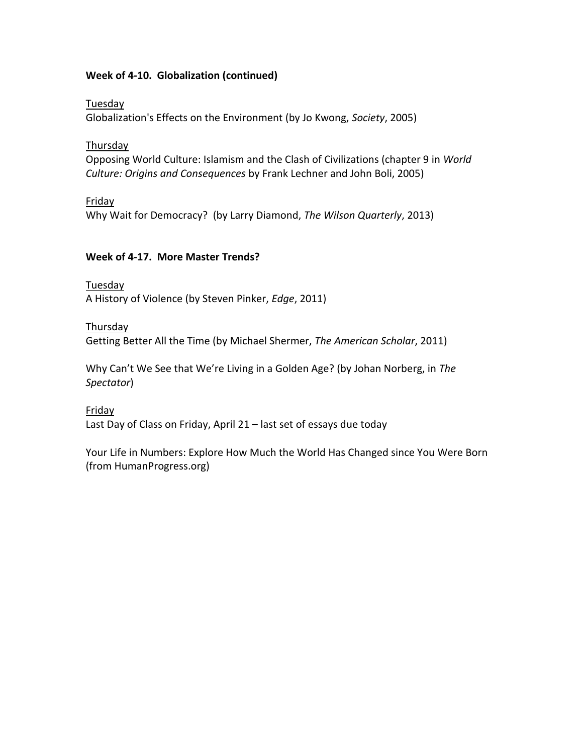**Week of 4-10. Globalization (continued)**

Tuesday
Globalization's Effects on the Environment (by Jo Kwong, *Society*, 2005)

Thursday
Opposing World Culture: Islamism and the Clash of Civilizations (chapter 9 in *World Culture: Origins and Consequences* by Frank Lechner and John Boli, 2005)

Friday
Why Wait for Democracy? (by Larry Diamond, *The Wilson Quarterly*, 2013)

**Week of 4-17. More Master Trends?**

Tuesday
A History of Violence (by Steven Pinker, *Edge*, 2011)

Thursday
Getting Better All the Time (by Michael Shermer, *The American Scholar*, 2011)

Why Can't We See that We're Living in a Golden Age? (by Johan Norberg, in *The Spectator*)

Friday
Last Day of Class on Friday, April 21 – last set of essays due today

Your Life in Numbers: Explore How Much the World Has Changed since You Were Born (from HumanProgress.org)